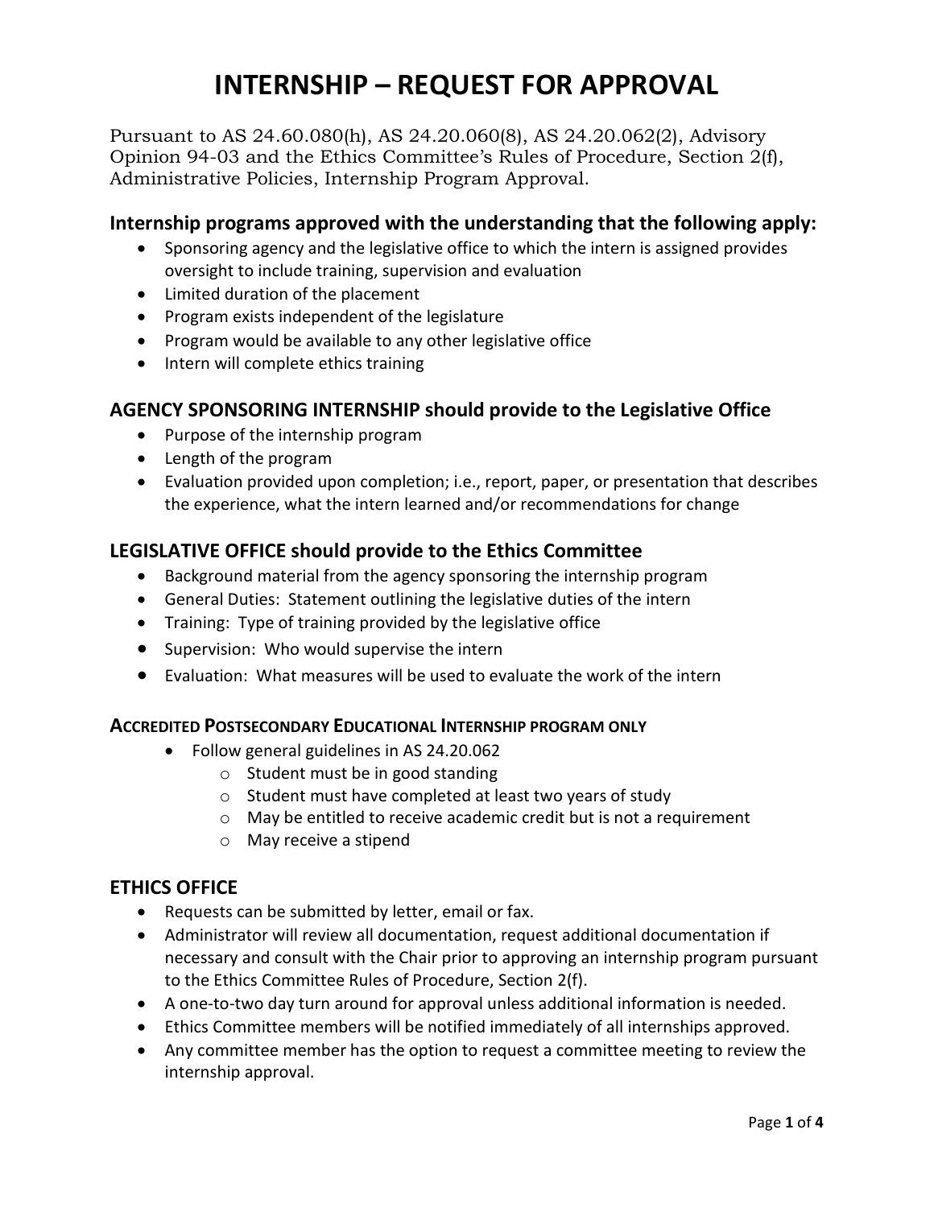# INTERNSHIP – REQUEST FOR APPROVAL

Pursuant to AS 24.60.080(h), AS 24.20.060(8), AS 24.20.062(2), Advisory Opinion 94-03 and the Ethics Committee's Rules of Procedure, Section 2(f), Administrative Policies, Internship Program Approval.

## Internship programs approved with the understanding that the following apply:

- Sponsoring agency and the legislative office to which the intern is assigned provides oversight to include training, supervision and evaluation
- Limited duration of the placement
- Program exists independent of the legislature
- Program would be available to any other legislative office
- Intern will complete ethics training

## AGENCY SPONSORING INTERNSHIP should provide to the Legislative Office

- Purpose of the internship program
- Length of the program
- Evaluation provided upon completion; i.e., report, paper, or presentation that describes the experience, what the intern learned and/or recommendations for change

## LEGISLATIVE OFFICE should provide to the Ethics Committee

- Background material from the agency sponsoring the internship program
- General Duties: Statement outlining the legislative duties of the intern
- Training: Type of training provided by the legislative office
- Supervision: Who would supervise the intern
- Evaluation: What measures will be used to evaluate the work of the intern

### ACCREDITED POSTSECONDARY EDUCATIONAL INTERNSHIP PROGRAM ONLY

- Follow general guidelines in AS 24.20.062
  - Student must be in good standing
  - Student must have completed at least two years of study
  - May be entitled to receive academic credit but is not a requirement
  - May receive a stipend

## ETHICS OFFICE

- Requests can be submitted by letter, email or fax.
- Administrator will review all documentation, request additional documentation if necessary and consult with the Chair prior to approving an internship program pursuant to the Ethics Committee Rules of Procedure, Section 2(f).
- A one-to-two day turn around for approval unless additional information is needed.
- Ethics Committee members will be notified immediately of all internships approved.
- Any committee member has the option to request a committee meeting to review the internship approval.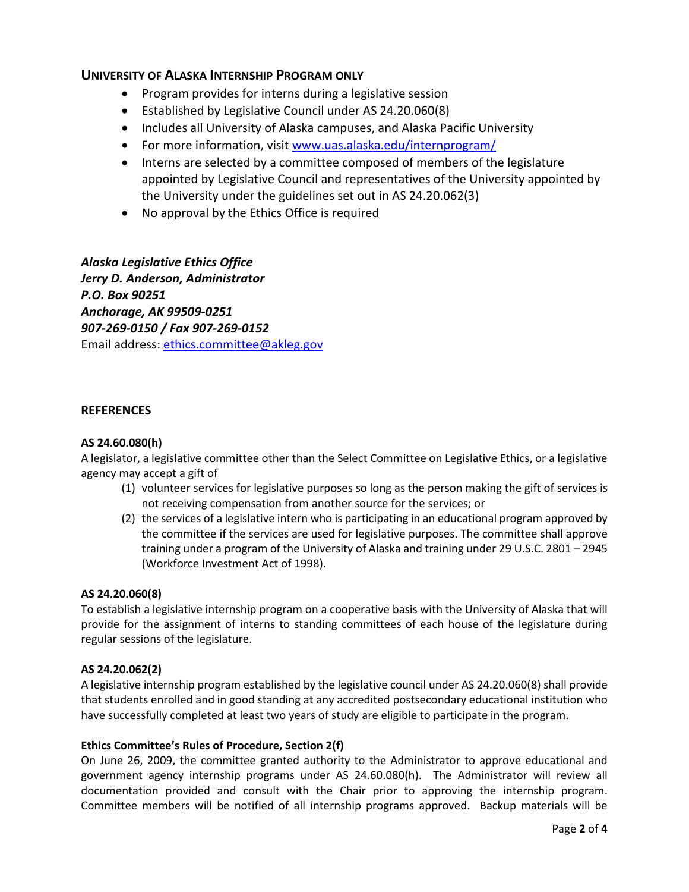## University of Alaska Internship Program only

- Program provides for interns during a legislative session
- Established by Legislative Council under AS 24.20.060(8)
- Includes all University of Alaska campuses, and Alaska Pacific University
- For more information, visit [www.uas.alaska.edu/internprogram/](http://www.uas.alaska.edu/internprogram/)
- Interns are selected by a committee composed of members of the legislature appointed by Legislative Council and representatives of the University appointed by the University under the guidelines set out in AS 24.20.062(3)
- No approval by the Ethics Office is required

***Alaska Legislative Ethics Office***
***Jerry D. Anderson, Administrator***
***P.O. Box 90251***
***Anchorage, AK 99509-0251***
***907-269-0150 / Fax 907-269-0152***
Email address: [ethics.committee@akleg.gov](mailto:ethics.committee@akleg.gov)

## REFERENCES

**AS 24.60.080(h)**
A legislator, a legislative committee other than the Select Committee on Legislative Ethics, or a legislative agency may accept a gift of

(1) volunteer services for legislative purposes so long as the person making the gift of services is not receiving compensation from another source for the services; or
(2) the services of a legislative intern who is participating in an educational program approved by the committee if the services are used for legislative purposes. The committee shall approve training under a program of the University of Alaska and training under 29 U.S.C. 2801 – 2945 (Workforce Investment Act of 1998).

**AS 24.20.060(8)**
To establish a legislative internship program on a cooperative basis with the University of Alaska that will provide for the assignment of interns to standing committees of each house of the legislature during regular sessions of the legislature.

**AS 24.20.062(2)**
A legislative internship program established by the legislative council under AS 24.20.060(8) shall provide that students enrolled and in good standing at any accredited postsecondary educational institution who have successfully completed at least two years of study are eligible to participate in the program.

**Ethics Committee's Rules of Procedure, Section 2(f)**
On June 26, 2009, the committee granted authority to the Administrator to approve educational and government agency internship programs under AS 24.60.080(h). The Administrator will review all documentation provided and consult with the Chair prior to approving the internship program. Committee members will be notified of all internship programs approved. Backup materials will be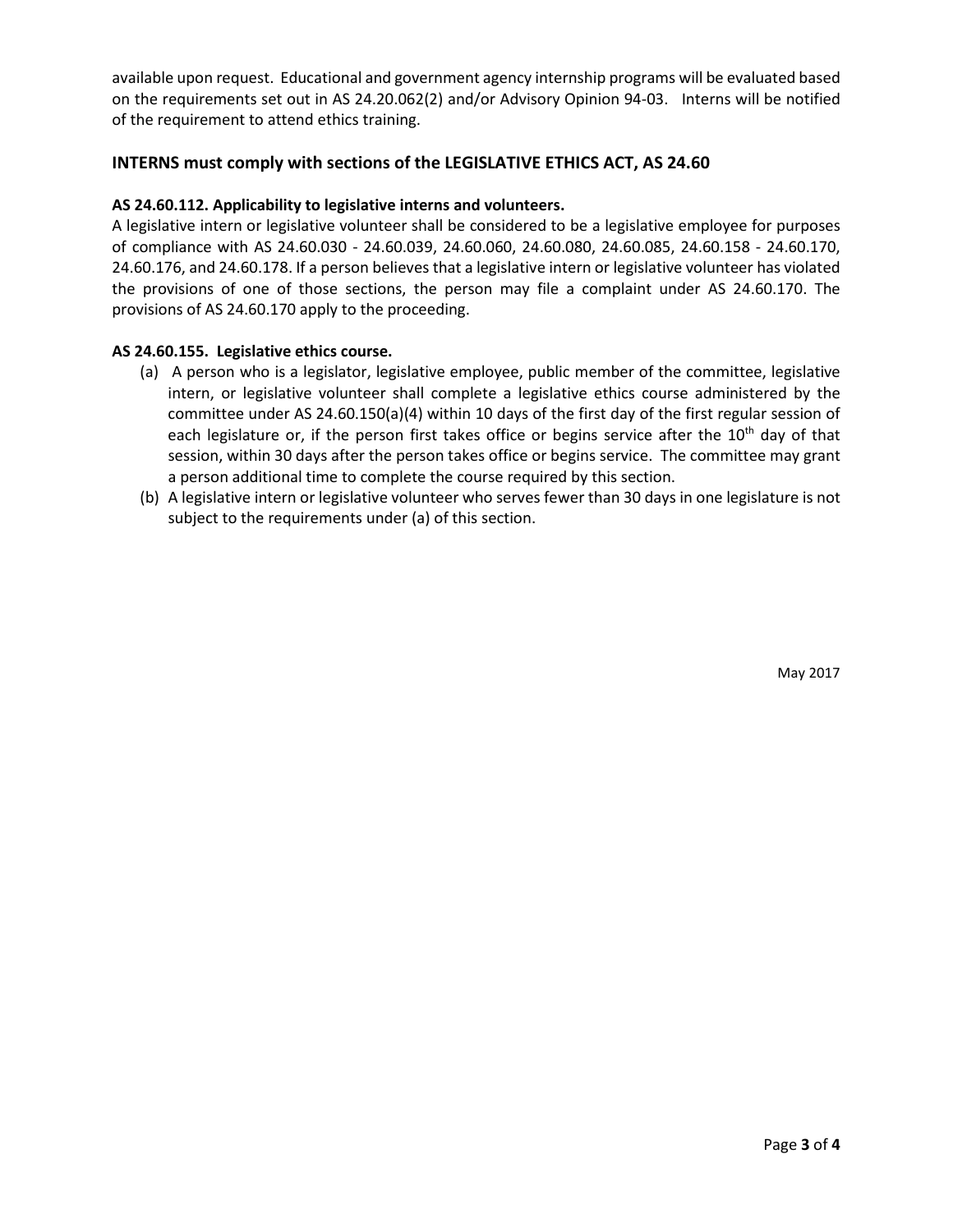available upon request. Educational and government agency internship programs will be evaluated based on the requirements set out in AS 24.20.062(2) and/or Advisory Opinion 94-03. Interns will be notified of the requirement to attend ethics training.

## INTERNS must comply with sections of the LEGISLATIVE ETHICS ACT, AS 24.60

**AS 24.60.112. Applicability to legislative interns and volunteers.**
A legislative intern or legislative volunteer shall be considered to be a legislative employee for purposes of compliance with AS 24.60.030 - 24.60.039, 24.60.060, 24.60.080, 24.60.085, 24.60.158 - 24.60.170, 24.60.176, and 24.60.178. If a person believes that a legislative intern or legislative volunteer has violated the provisions of one of those sections, the person may file a complaint under AS 24.60.170. The provisions of AS 24.60.170 apply to the proceeding.

**AS 24.60.155. Legislative ethics course.**

(a) A person who is a legislator, legislative employee, public member of the committee, legislative intern, or legislative volunteer shall complete a legislative ethics course administered by the committee under AS 24.60.150(a)(4) within 10 days of the first day of the first regular session of each legislature or, if the person first takes office or begins service after the 10th day of that session, within 30 days after the person takes office or begins service. The committee may grant a person additional time to complete the course required by this section.

(b) A legislative intern or legislative volunteer who serves fewer than 30 days in one legislature is not subject to the requirements under (a) of this section.

May 2017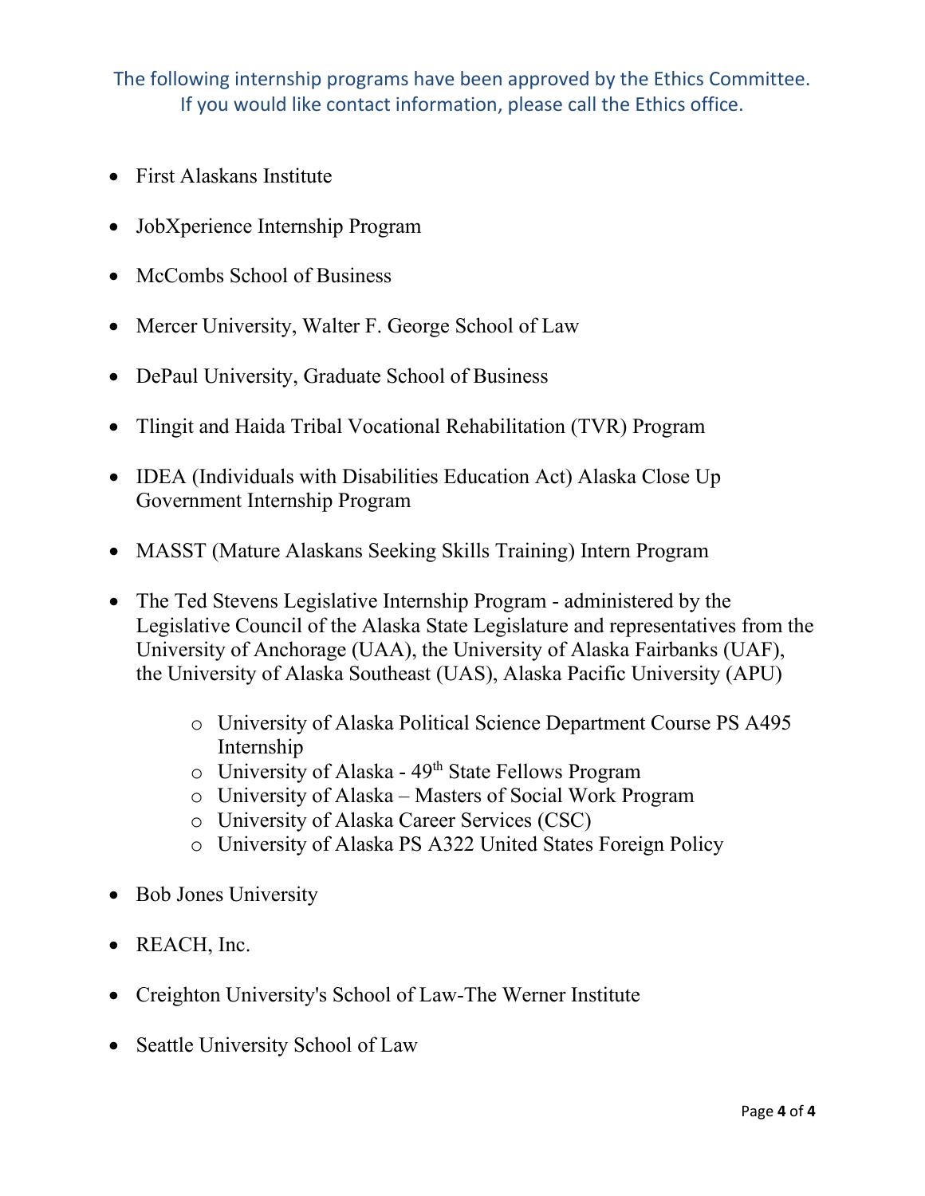The following internship programs have been approved by the Ethics Committee.
If you would like contact information, please call the Ethics office.

- First Alaskans Institute
- JobXperience Internship Program
- McCombs School of Business
- Mercer University, Walter F. George School of Law
- DePaul University, Graduate School of Business
- Tlingit and Haida Tribal Vocational Rehabilitation (TVR) Program
- IDEA (Individuals with Disabilities Education Act) Alaska Close Up Government Internship Program
- MASST (Mature Alaskans Seeking Skills Training) Intern Program
- The Ted Stevens Legislative Internship Program - administered by the Legislative Council of the Alaska State Legislature and representatives from the University of Anchorage (UAA), the University of Alaska Fairbanks (UAF), the University of Alaska Southeast (UAS), Alaska Pacific University (APU)
    - University of Alaska Political Science Department Course PS A495 Internship
    - University of Alaska - 49th State Fellows Program
    - University of Alaska – Masters of Social Work Program
    - University of Alaska Career Services (CSC)
    - University of Alaska PS A322 United States Foreign Policy
- Bob Jones University
- REACH, Inc.
- Creighton University's School of Law-The Werner Institute
- Seattle University School of Law